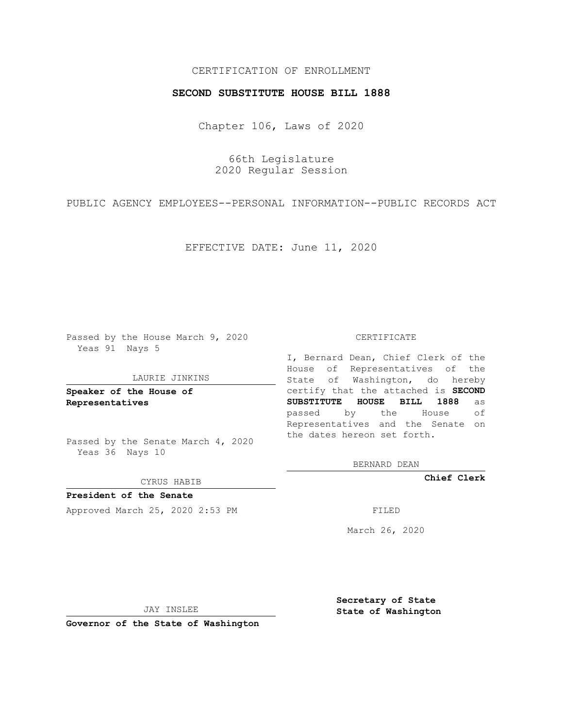CERTIFICATION OF ENROLLMENT

**SECOND SUBSTITUTE HOUSE BILL 1888**

Chapter 106, Laws of 2020

66th Legislature
2020 Regular Session

PUBLIC AGENCY EMPLOYEES--PERSONAL INFORMATION--PUBLIC RECORDS ACT

EFFECTIVE DATE: June 11, 2020

Passed by the House March 9, 2020
Yeas 91 Nays 5

LAURIE JINKINS

**Speaker of the House of Representatives**

Passed by the Senate March 4, 2020
Yeas 36 Nays 10

CYRUS HABIB

**President of the Senate**

Approved March 25, 2020 2:53 PM

JAY INSLEE

**Governor of the State of Washington**

CERTIFICATE

I, Bernard Dean, Chief Clerk of the House of Representatives of the State of Washington, do hereby certify that the attached is **SECOND SUBSTITUTE HOUSE BILL 1888** as passed by the House of Representatives and the Senate on the dates hereon set forth.

BERNARD DEAN

**Chief Clerk**

FILED

March 26, 2020

**Secretary of State**
**State of Washington**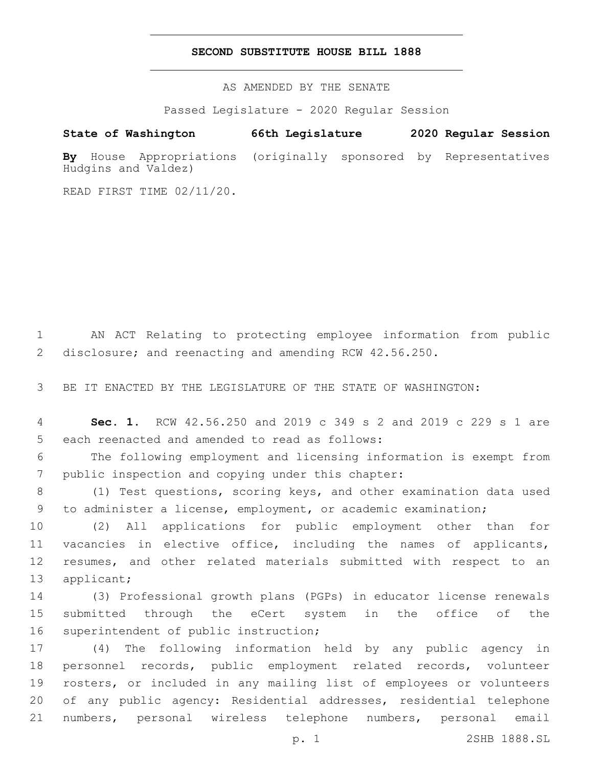# SECOND SUBSTITUTE HOUSE BILL 1888

AS AMENDED BY THE SENATE

Passed Legislature - 2020 Regular Session

**State of Washington 66th Legislature 2020 Regular Session**

**By** House Appropriations (originally sponsored by Representatives Hudgins and Valdez)

READ FIRST TIME 02/11/20.

1 AN ACT Relating to protecting employee information from public 2 disclosure; and reenacting and amending RCW 42.56.250.

3 BE IT ENACTED BY THE LEGISLATURE OF THE STATE OF WASHINGTON:

4 **Sec. 1.** RCW 42.56.250 and 2019 c 349 s 2 and 2019 c 229 s 1 are 5 each reenacted and amended to read as follows:

6 The following employment and licensing information is exempt from 7 public inspection and copying under this chapter:

8 (1) Test questions, scoring keys, and other examination data used 9 to administer a license, employment, or academic examination;

10 (2) All applications for public employment other than for 11 vacancies in elective office, including the names of applicants, 12 resumes, and other related materials submitted with respect to an 13 applicant;

14 (3) Professional growth plans (PGPs) in educator license renewals 15 submitted through the eCert system in the office of the 16 superintendent of public instruction;

17 (4) The following information held by any public agency in 18 personnel records, public employment related records, volunteer 19 rosters, or included in any mailing list of employees or volunteers 20 of any public agency: Residential addresses, residential telephone 21 numbers, personal wireless telephone numbers, personal email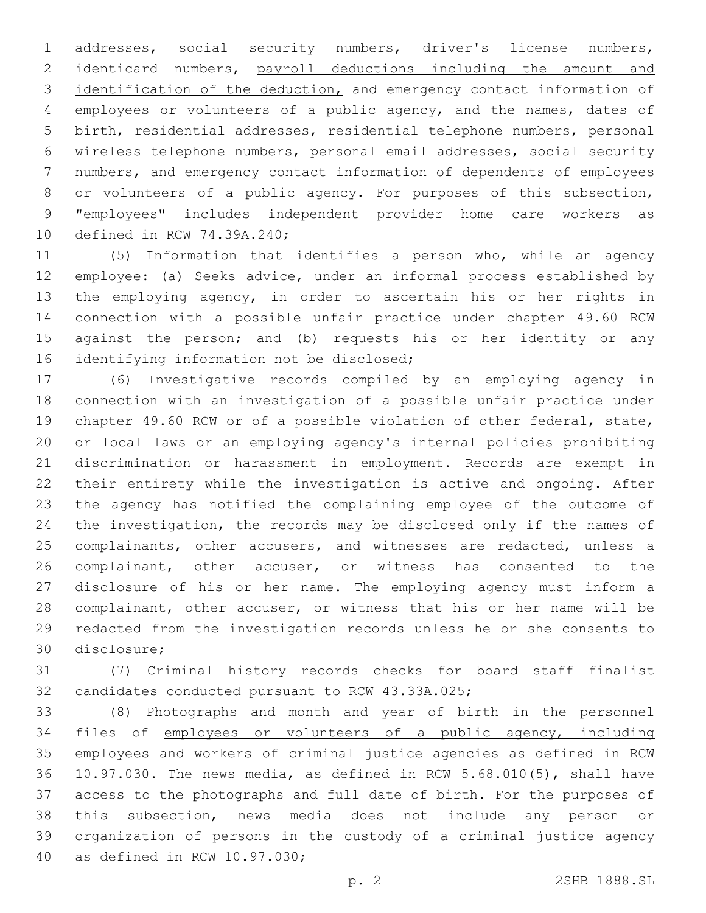addresses, social security numbers, driver's license numbers, identicard numbers, <u>payroll deductions including the amount and identification of the deduction,</u> and emergency contact information of employees or volunteers of a public agency, and the names, dates of birth, residential addresses, residential telephone numbers, personal wireless telephone numbers, personal email addresses, social security numbers, and emergency contact information of dependents of employees or volunteers of a public agency. For purposes of this subsection, "employees" includes independent provider home care workers as defined in RCW 74.39A.240;

(5) Information that identifies a person who, while an agency employee: (a) Seeks advice, under an informal process established by the employing agency, in order to ascertain his or her rights in connection with a possible unfair practice under chapter 49.60 RCW against the person; and (b) requests his or her identity or any identifying information not be disclosed;

(6) Investigative records compiled by an employing agency in connection with an investigation of a possible unfair practice under chapter 49.60 RCW or of a possible violation of other federal, state, or local laws or an employing agency's internal policies prohibiting discrimination or harassment in employment. Records are exempt in their entirety while the investigation is active and ongoing. After the agency has notified the complaining employee of the outcome of the investigation, the records may be disclosed only if the names of complainants, other accusers, and witnesses are redacted, unless a complainant, other accuser, or witness has consented to the disclosure of his or her name. The employing agency must inform a complainant, other accuser, or witness that his or her name will be redacted from the investigation records unless he or she consents to disclosure;

(7) Criminal history records checks for board staff finalist candidates conducted pursuant to RCW 43.33A.025;

(8) Photographs and month and year of birth in the personnel files of <u>employees or volunteers of a public agency, including</u> employees and workers of criminal justice agencies as defined in RCW 10.97.030. The news media, as defined in RCW 5.68.010(5), shall have access to the photographs and full date of birth. For the purposes of this subsection, news media does not include any person or organization of persons in the custody of a criminal justice agency as defined in RCW 10.97.030;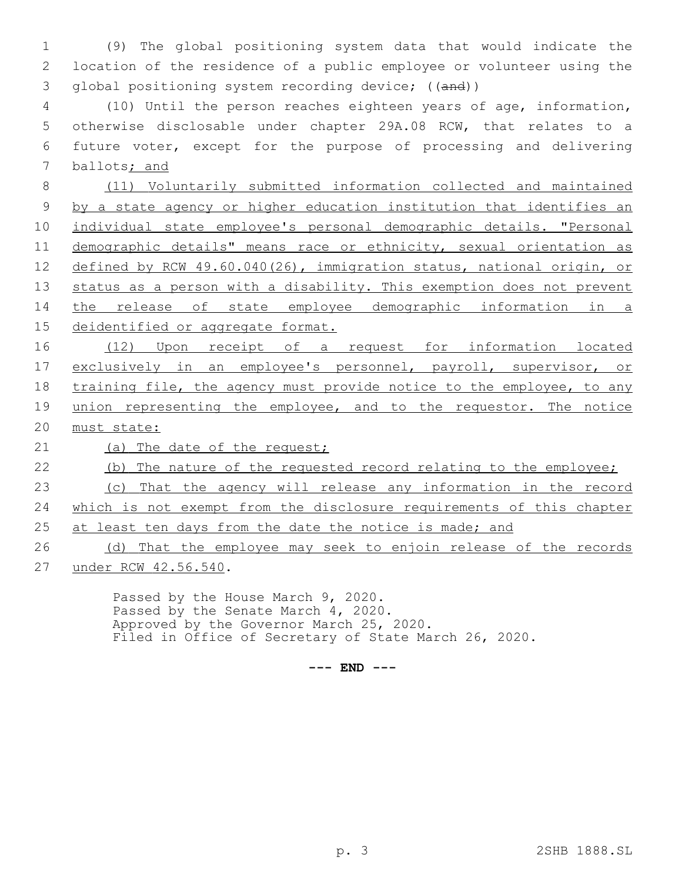(9) The global positioning system data that would indicate the location of the residence of a public employee or volunteer using the global positioning system recording device; ((~~and~~))

(10) Until the person reaches eighteen years of age, information, otherwise disclosable under chapter 29A.08 RCW, that relates to a future voter, except for the purpose of processing and delivering ballots<u>; and</u>

<u>(11) Voluntarily submitted information collected and maintained by a state agency or higher education institution that identifies an individual state employee's personal demographic details. "Personal demographic details" means race or ethnicity, sexual orientation as defined by RCW 49.60.040(26), immigration status, national origin, or status as a person with a disability. This exemption does not prevent the release of state employee demographic information in a deidentified or aggregate format.</u>

<u>(12) Upon receipt of a request for information located exclusively in an employee's personnel, payroll, supervisor, or training file, the agency must provide notice to the employee, to any union representing the employee, and to the requestor. The notice must state:</u>

<u>(a) The date of the request;</u>

<u>(b) The nature of the requested record relating to the employee;</u>

<u>(c) That the agency will release any information in the record which is not exempt from the disclosure requirements of this chapter at least ten days from the date the notice is made; and</u>

<u>(d) That the employee may seek to enjoin release of the records under RCW 42.56.540</u>.

Passed by the House March 9, 2020.
Passed by the Senate March 4, 2020.
Approved by the Governor March 25, 2020.
Filed in Office of Secretary of State March 26, 2020.

**--- END ---**